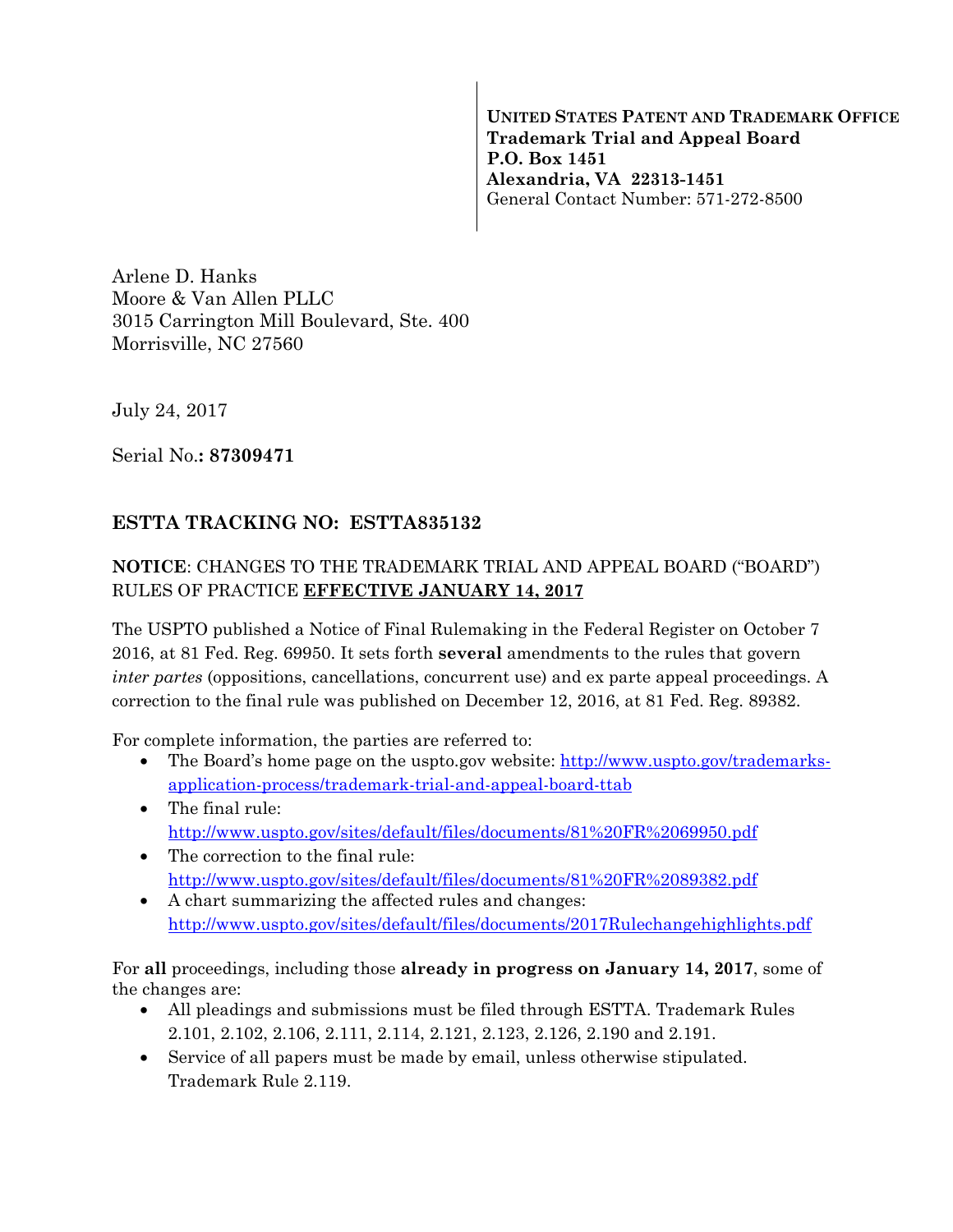**UNITED STATES PATENT AND TRADEMARK OFFICE**
**Trademark Trial and Appeal Board**
**P.O. Box 1451**
**Alexandria, VA 22313-1451**
General Contact Number: 571-272-8500

Arlene D. Hanks
Moore & Van Allen PLLC
3015 Carrington Mill Boulevard, Ste. 400
Morrisville, NC 27560

July 24, 2017

Serial No.**: 87309471**

**ESTTA TRACKING NO: ESTTA835132**

**NOTICE**: CHANGES TO THE TRADEMARK TRIAL AND APPEAL BOARD ("BOARD") RULES OF PRACTICE **EFFECTIVE JANUARY 14, 2017**

The USPTO published a Notice of Final Rulemaking in the Federal Register on October 7 2016, at 81 Fed. Reg. 69950. It sets forth **several** amendments to the rules that govern *inter partes* (oppositions, cancellations, concurrent use) and ex parte appeal proceedings. A correction to the final rule was published on December 12, 2016, at 81 Fed. Reg. 89382.

For complete information, the parties are referred to:

- The Board's home page on the uspto.gov website: http://www.uspto.gov/trademarks-application-process/trademark-trial-and-appeal-board-ttab
- The final rule: http://www.uspto.gov/sites/default/files/documents/81%20FR%2069950.pdf
- The correction to the final rule: http://www.uspto.gov/sites/default/files/documents/81%20FR%2089382.pdf
- A chart summarizing the affected rules and changes: http://www.uspto.gov/sites/default/files/documents/2017Rulechangehighlights.pdf

For **all** proceedings, including those **already in progress on January 14, 2017**, some of the changes are:

- All pleadings and submissions must be filed through ESTTA. Trademark Rules 2.101, 2.102, 2.106, 2.111, 2.114, 2.121, 2.123, 2.126, 2.190 and 2.191.
- Service of all papers must be made by email, unless otherwise stipulated. Trademark Rule 2.119.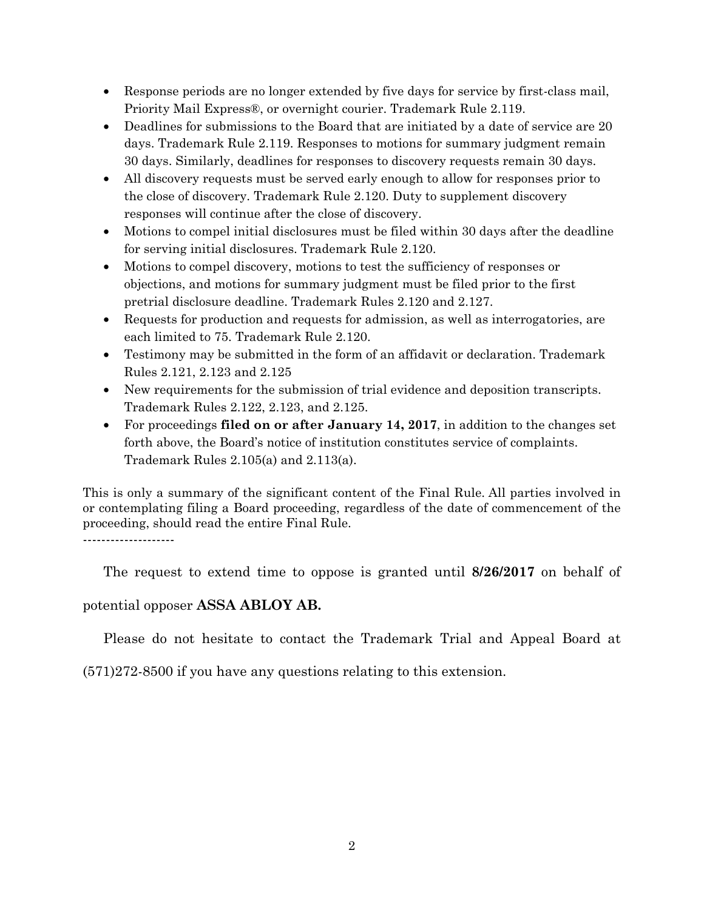- Response periods are no longer extended by five days for service by first-class mail, Priority Mail Express®, or overnight courier. Trademark Rule 2.119.
- Deadlines for submissions to the Board that are initiated by a date of service are 20 days. Trademark Rule 2.119. Responses to motions for summary judgment remain 30 days. Similarly, deadlines for responses to discovery requests remain 30 days.
- All discovery requests must be served early enough to allow for responses prior to the close of discovery. Trademark Rule 2.120. Duty to supplement discovery responses will continue after the close of discovery.
- Motions to compel initial disclosures must be filed within 30 days after the deadline for serving initial disclosures. Trademark Rule 2.120.
- Motions to compel discovery, motions to test the sufficiency of responses or objections, and motions for summary judgment must be filed prior to the first pretrial disclosure deadline. Trademark Rules 2.120 and 2.127.
- Requests for production and requests for admission, as well as interrogatories, are each limited to 75. Trademark Rule 2.120.
- Testimony may be submitted in the form of an affidavit or declaration. Trademark Rules 2.121, 2.123 and 2.125
- New requirements for the submission of trial evidence and deposition transcripts. Trademark Rules 2.122, 2.123, and 2.125.
- For proceedings **filed on or after January 14, 2017**, in addition to the changes set forth above, the Board's notice of institution constitutes service of complaints. Trademark Rules 2.105(a) and 2.113(a).

This is only a summary of the significant content of the Final Rule. All parties involved in or contemplating filing a Board proceeding, regardless of the date of commencement of the proceeding, should read the entire Final Rule.

--------------------

The request to extend time to oppose is granted until **8/26/2017** on behalf of potential opposer **ASSA ABLOY AB.**

Please do not hesitate to contact the Trademark Trial and Appeal Board at (571)272-8500 if you have any questions relating to this extension.